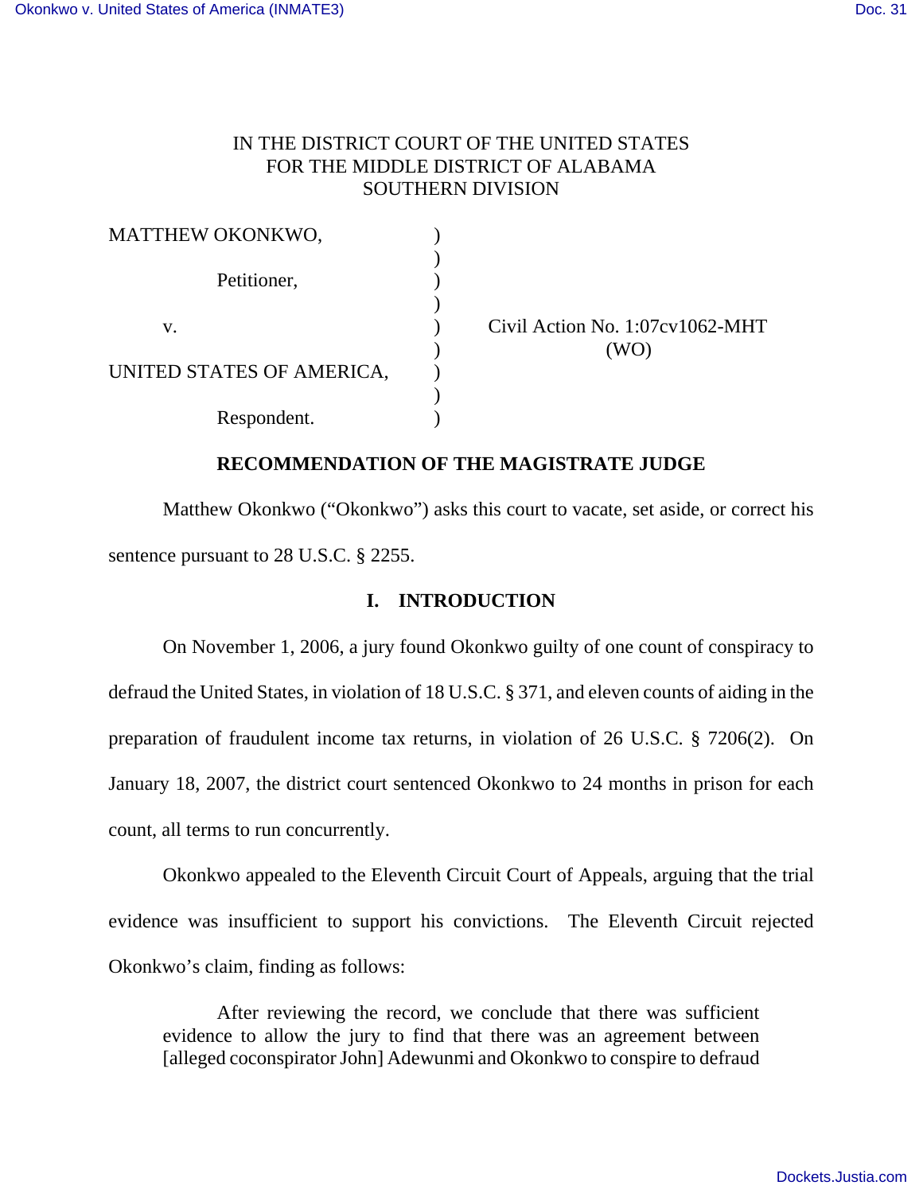IN THE DISTRICT COURT OF THE UNITED STATES
FOR THE MIDDLE DISTRICT OF ALABAMA
SOUTHERN DIVISION

MATTHEW OKONKWO,

Petitioner,

v.

UNITED STATES OF AMERICA,

Respondent.

Civil Action No. 1:07cv1062-MHT
(WO)

## RECOMMENDATION OF THE MAGISTRATE JUDGE

Matthew Okonkwo ("Okonkwo") asks this court to vacate, set aside, or correct his sentence pursuant to 28 U.S.C. § 2255.

## I. INTRODUCTION

On November 1, 2006, a jury found Okonkwo guilty of one count of conspiracy to defraud the United States, in violation of 18 U.S.C. § 371, and eleven counts of aiding in the preparation of fraudulent income tax returns, in violation of 26 U.S.C. § 7206(2). On January 18, 2007, the district court sentenced Okonkwo to 24 months in prison for each count, all terms to run concurrently.

Okonkwo appealed to the Eleventh Circuit Court of Appeals, arguing that the trial evidence was insufficient to support his convictions. The Eleventh Circuit rejected Okonkwo's claim, finding as follows:

> After reviewing the record, we conclude that there was sufficient evidence to allow the jury to find that there was an agreement between [alleged coconspirator John] Adewunmi and Okonkwo to conspire to defraud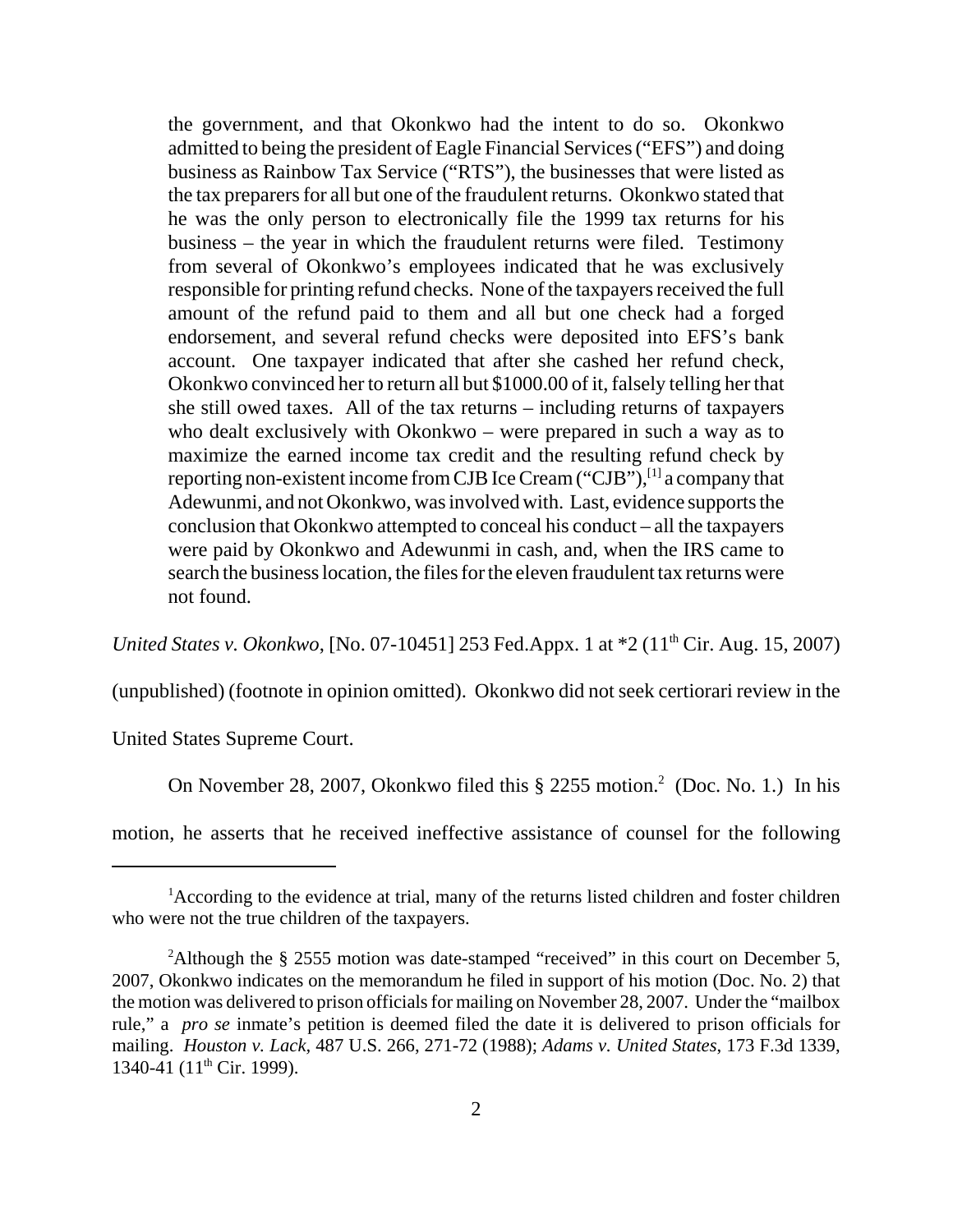> the government, and that Okonkwo had the intent to do so. Okonkwo admitted to being the president of Eagle Financial Services ("EFS") and doing business as Rainbow Tax Service ("RTS"), the businesses that were listed as the tax preparers for all but one of the fraudulent returns. Okonkwo stated that he was the only person to electronically file the 1999 tax returns for his business – the year in which the fraudulent returns were filed. Testimony from several of Okonkwo's employees indicated that he was exclusively responsible for printing refund checks. None of the taxpayers received the full amount of the refund paid to them and all but one check had a forged endorsement, and several refund checks were deposited into EFS's bank account. One taxpayer indicated that after she cashed her refund check, Okonkwo convinced her to return all but $1000.00 of it, falsely telling her that she still owed taxes. All of the tax returns – including returns of taxpayers who dealt exclusively with Okonkwo – were prepared in such a way as to maximize the earned income tax credit and the resulting refund check by reporting non-existent income from CJB Ice Cream ("CJB"),[1] a company that Adewunmi, and not Okonkwo, was involved with. Last, evidence supports the conclusion that Okonkwo attempted to conceal his conduct – all the taxpayers were paid by Okonkwo and Adewunmi in cash, and, when the IRS came to search the business location, the files for the eleven fraudulent tax returns were not found.

*United States v. Okonkwo,* [No. 07-10451] 253 Fed.Appx. 1 at *2 (11th Cir. Aug. 15, 2007) (unpublished) (footnote in opinion omitted). Okonkwo did not seek certiorari review in the United States Supreme Court.

On November 28, 2007, Okonkwo filed this § 2255 motion.[2] (Doc. No. 1.) In his motion, he asserts that he received ineffective assistance of counsel for the following

---

[1]According to the evidence at trial, many of the returns listed children and foster children who were not the true children of the taxpayers.

[2]Although the § 2555 motion was date-stamped "received" in this court on December 5, 2007, Okonkwo indicates on the memorandum he filed in support of his motion (Doc. No. 2) that the motion was delivered to prison officials for mailing on November 28, 2007. Under the "mailbox rule," a *pro se* inmate's petition is deemed filed the date it is delivered to prison officials for mailing. *Houston v. Lack*, 487 U.S. 266, 271-72 (1988); *Adams v. United States*, 173 F.3d 1339, 1340-41 (11th Cir. 1999).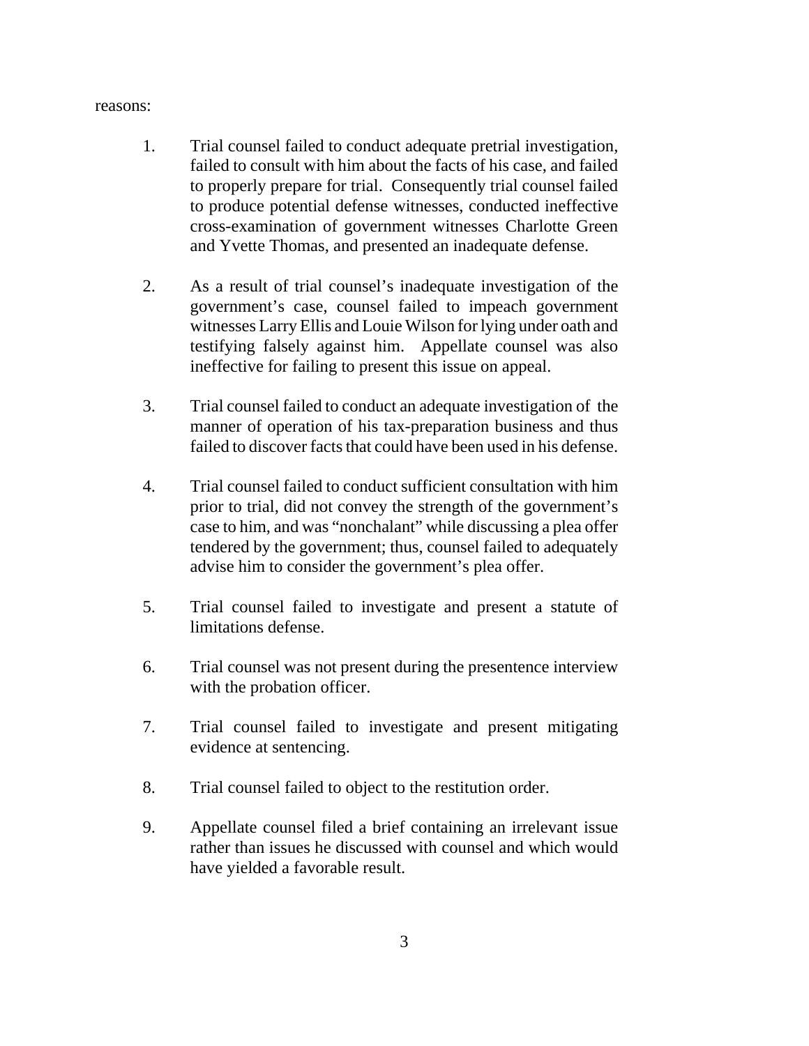reasons:

1. Trial counsel failed to conduct adequate pretrial investigation, failed to consult with him about the facts of his case, and failed to properly prepare for trial. Consequently trial counsel failed to produce potential defense witnesses, conducted ineffective cross-examination of government witnesses Charlotte Green and Yvette Thomas, and presented an inadequate defense.

2. As a result of trial counsel's inadequate investigation of the government's case, counsel failed to impeach government witnesses Larry Ellis and Louie Wilson for lying under oath and testifying falsely against him. Appellate counsel was also ineffective for failing to present this issue on appeal.

3. Trial counsel failed to conduct an adequate investigation of the manner of operation of his tax-preparation business and thus failed to discover facts that could have been used in his defense.

4. Trial counsel failed to conduct sufficient consultation with him prior to trial, did not convey the strength of the government's case to him, and was "nonchalant" while discussing a plea offer tendered by the government; thus, counsel failed to adequately advise him to consider the government's plea offer.

5. Trial counsel failed to investigate and present a statute of limitations defense.

6. Trial counsel was not present during the presentence interview with the probation officer.

7. Trial counsel failed to investigate and present mitigating evidence at sentencing.

8. Trial counsel failed to object to the restitution order.

9. Appellate counsel filed a brief containing an irrelevant issue rather than issues he discussed with counsel and which would have yielded a favorable result.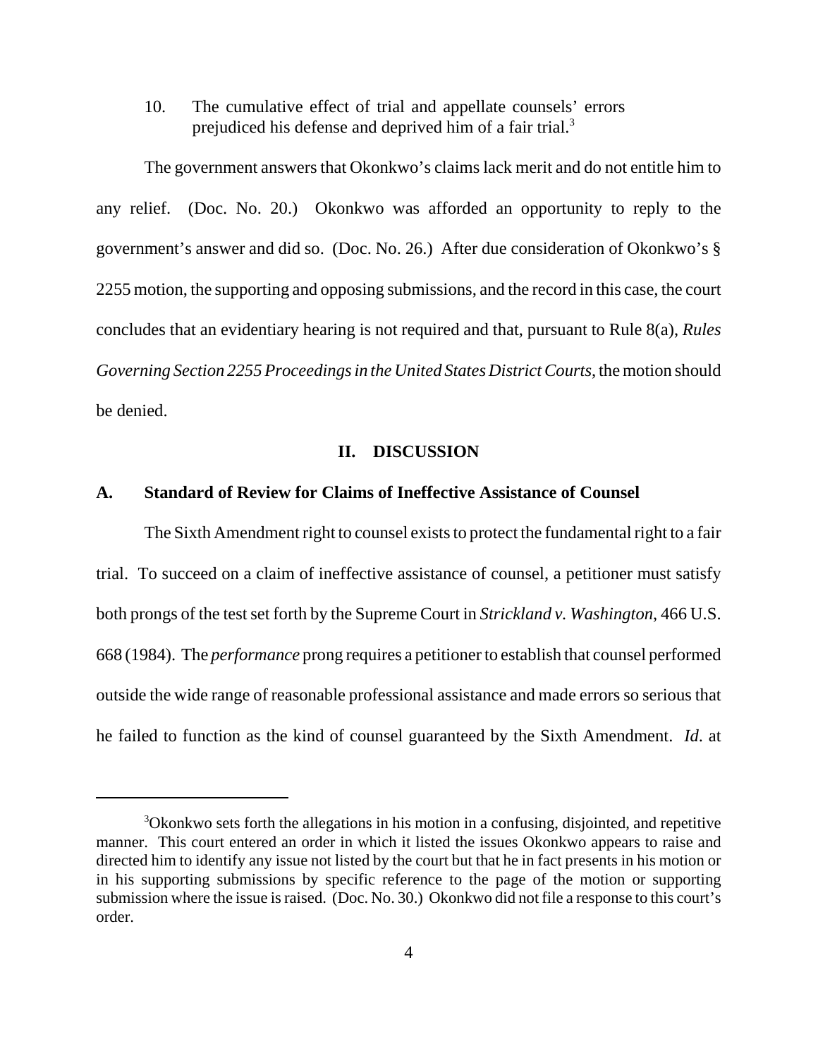10. The cumulative effect of trial and appellate counsels' errors prejudiced his defense and deprived him of a fair trial.[3]

The government answers that Okonkwo's claims lack merit and do not entitle him to any relief. (Doc. No. 20.) Okonkwo was afforded an opportunity to reply to the government's answer and did so. (Doc. No. 26.) After due consideration of Okonkwo's § 2255 motion, the supporting and opposing submissions, and the record in this case, the court concludes that an evidentiary hearing is not required and that, pursuant to Rule 8(a), *Rules Governing Section 2255 Proceedings in the United States District Courts*, the motion should be denied.

## II. DISCUSSION

### A. Standard of Review for Claims of Ineffective Assistance of Counsel

The Sixth Amendment right to counsel exists to protect the fundamental right to a fair trial. To succeed on a claim of ineffective assistance of counsel, a petitioner must satisfy both prongs of the test set forth by the Supreme Court in *Strickland v. Washington*, 466 U.S. 668 (1984). The *performance* prong requires a petitioner to establish that counsel performed outside the wide range of reasonable professional assistance and made errors so serious that he failed to function as the kind of counsel guaranteed by the Sixth Amendment. *Id*. at

---

[3] Okonkwo sets forth the allegations in his motion in a confusing, disjointed, and repetitive manner. This court entered an order in which it listed the issues Okonkwo appears to raise and directed him to identify any issue not listed by the court but that he in fact presents in his motion or in his supporting submissions by specific reference to the page of the motion or supporting submission where the issue is raised. (Doc. No. 30.) Okonkwo did not file a response to this court's order.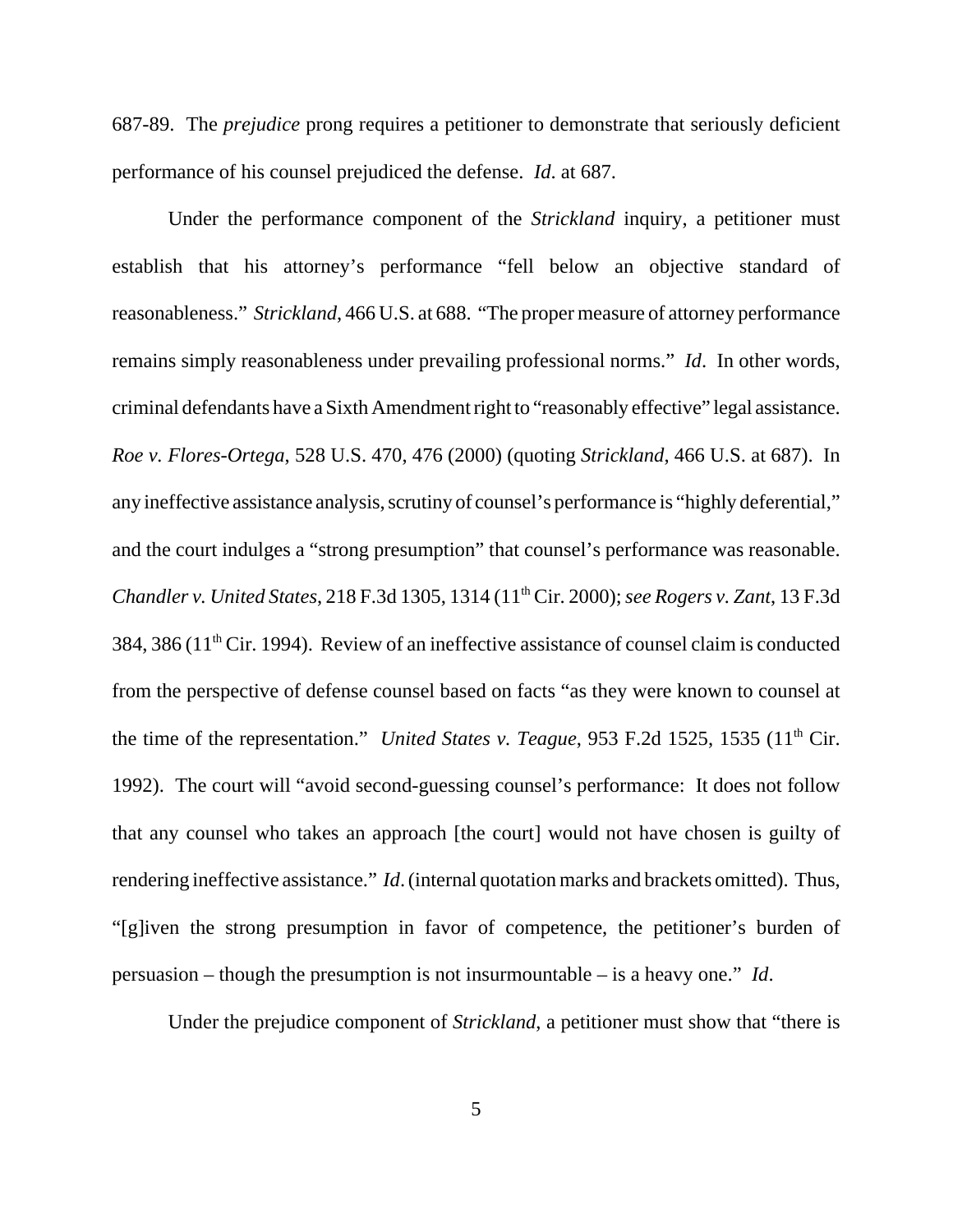687-89. The *prejudice* prong requires a petitioner to demonstrate that seriously deficient performance of his counsel prejudiced the defense. *Id*. at 687.

Under the performance component of the *Strickland* inquiry, a petitioner must establish that his attorney's performance "fell below an objective standard of reasonableness." *Strickland*, 466 U.S. at 688. "The proper measure of attorney performance remains simply reasonableness under prevailing professional norms." *Id*. In other words, criminal defendants have a Sixth Amendment right to "reasonably effective" legal assistance. *Roe v. Flores-Ortega*, 528 U.S. 470, 476 (2000) (quoting *Strickland*, 466 U.S. at 687). In any ineffective assistance analysis, scrutiny of counsel's performance is "highly deferential," and the court indulges a "strong presumption" that counsel's performance was reasonable. *Chandler v. United States*, 218 F.3d 1305, 1314 (11th Cir. 2000); *see Rogers v. Zant*, 13 F.3d 384, 386 (11th Cir. 1994). Review of an ineffective assistance of counsel claim is conducted from the perspective of defense counsel based on facts "as they were known to counsel at the time of the representation." *United States v. Teague*, 953 F.2d 1525, 1535 (11th Cir. 1992). The court will "avoid second-guessing counsel's performance: It does not follow that any counsel who takes an approach [the court] would not have chosen is guilty of rendering ineffective assistance." *Id*. (internal quotation marks and brackets omitted). Thus, "[g]iven the strong presumption in favor of competence, the petitioner's burden of persuasion – though the presumption is not insurmountable – is a heavy one." *Id*.

Under the prejudice component of *Strickland*, a petitioner must show that "there is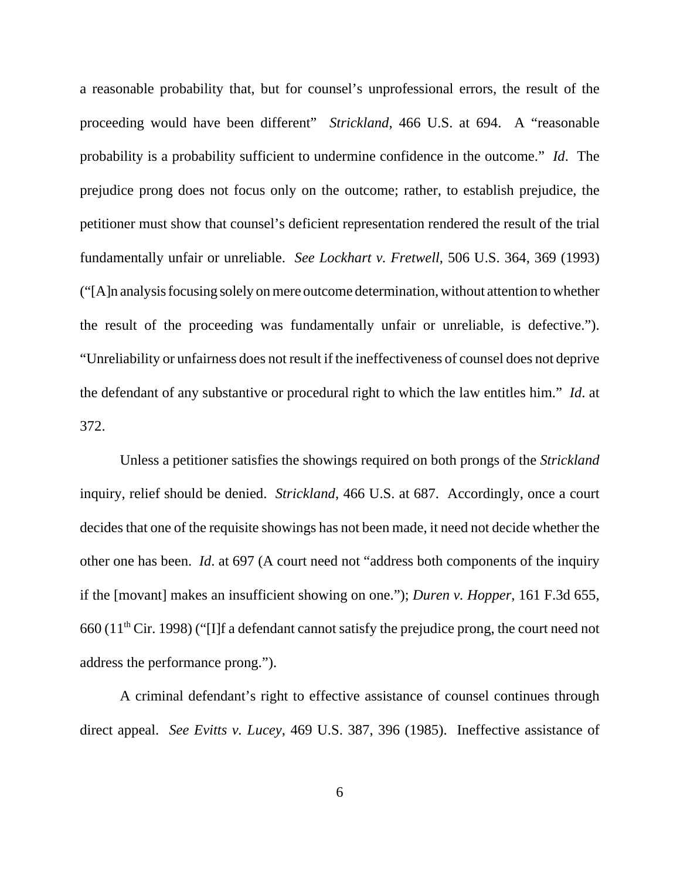a reasonable probability that, but for counsel's unprofessional errors, the result of the proceeding would have been different" *Strickland*, 466 U.S. at 694. A "reasonable probability is a probability sufficient to undermine confidence in the outcome." *Id*. The prejudice prong does not focus only on the outcome; rather, to establish prejudice, the petitioner must show that counsel's deficient representation rendered the result of the trial fundamentally unfair or unreliable. *See Lockhart v. Fretwell*, 506 U.S. 364, 369 (1993) ("[A]n analysis focusing solely on mere outcome determination, without attention to whether the result of the proceeding was fundamentally unfair or unreliable, is defective."). "Unreliability or unfairness does not result if the ineffectiveness of counsel does not deprive the defendant of any substantive or procedural right to which the law entitles him." *Id*. at 372.

Unless a petitioner satisfies the showings required on both prongs of the *Strickland* inquiry, relief should be denied. *Strickland*, 466 U.S. at 687. Accordingly, once a court decides that one of the requisite showings has not been made, it need not decide whether the other one has been. *Id*. at 697 (A court need not "address both components of the inquiry if the [movant] makes an insufficient showing on one."); *Duren v. Hopper*, 161 F.3d 655, 660 (11th Cir. 1998) ("[I]f a defendant cannot satisfy the prejudice prong, the court need not address the performance prong.").

A criminal defendant's right to effective assistance of counsel continues through direct appeal. *See Evitts v. Lucey*, 469 U.S. 387, 396 (1985). Ineffective assistance of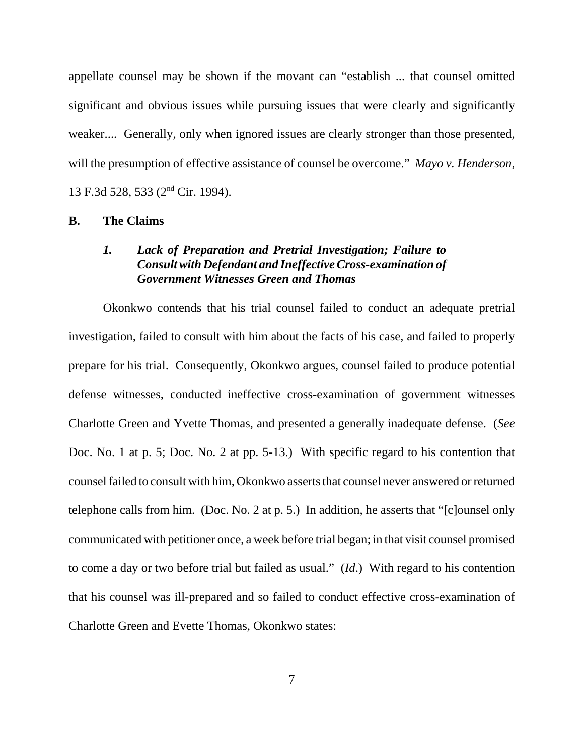appellate counsel may be shown if the movant can "establish ... that counsel omitted significant and obvious issues while pursuing issues that were clearly and significantly weaker.... Generally, only when ignored issues are clearly stronger than those presented, will the presumption of effective assistance of counsel be overcome." *Mayo v. Henderson*, 13 F.3d 528, 533 (2nd Cir. 1994).

**B. The Claims**

***1. Lack of Preparation and Pretrial Investigation; Failure to Consult with Defendant and Ineffective Cross-examination of Government Witnesses Green and Thomas***

Okonkwo contends that his trial counsel failed to conduct an adequate pretrial investigation, failed to consult with him about the facts of his case, and failed to properly prepare for his trial. Consequently, Okonkwo argues, counsel failed to produce potential defense witnesses, conducted ineffective cross-examination of government witnesses Charlotte Green and Yvette Thomas, and presented a generally inadequate defense. (*See* Doc. No. 1 at p. 5; Doc. No. 2 at pp. 5-13.) With specific regard to his contention that counsel failed to consult with him, Okonkwo asserts that counsel never answered or returned telephone calls from him. (Doc. No. 2 at p. 5.) In addition, he asserts that "[c]ounsel only communicated with petitioner once, a week before trial began; in that visit counsel promised to come a day or two before trial but failed as usual." (*Id*.) With regard to his contention that his counsel was ill-prepared and so failed to conduct effective cross-examination of Charlotte Green and Evette Thomas, Okonkwo states: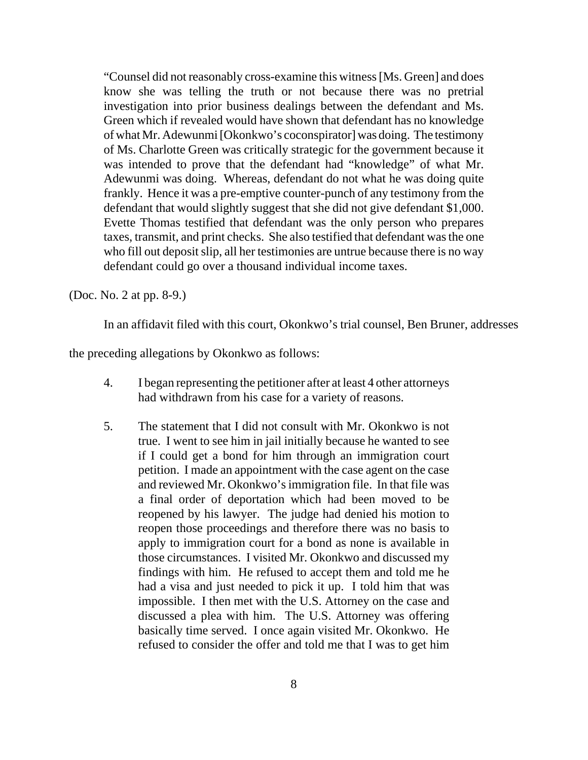> "Counsel did not reasonably cross-examine this witness [Ms. Green] and does know she was telling the truth or not because there was no pretrial investigation into prior business dealings between the defendant and Ms. Green which if revealed would have shown that defendant has no knowledge of what Mr. Adewunmi [Okonkwo's coconspirator] was doing. The testimony of Ms. Charlotte Green was critically strategic for the government because it was intended to prove that the defendant had "knowledge" of what Mr. Adewunmi was doing. Whereas, defendant do not what he was doing quite frankly. Hence it was a pre-emptive counter-punch of any testimony from the defendant that would slightly suggest that she did not give defendant $1,000. Evette Thomas testified that defendant was the only person who prepares taxes, transmit, and print checks. She also testified that defendant was the one who fill out deposit slip, all her testimonies are untrue because there is no way defendant could go over a thousand individual income taxes.

(Doc. No. 2 at pp. 8-9.)

In an affidavit filed with this court, Okonkwo's trial counsel, Ben Bruner, addresses the preceding allegations by Okonkwo as follows:

> 4. I began representing the petitioner after at least 4 other attorneys had withdrawn from his case for a variety of reasons.
>
> 5. The statement that I did not consult with Mr. Okonkwo is not true. I went to see him in jail initially because he wanted to see if I could get a bond for him through an immigration court petition. I made an appointment with the case agent on the case and reviewed Mr. Okonkwo's immigration file. In that file was a final order of deportation which had been moved to be reopened by his lawyer. The judge had denied his motion to reopen those proceedings and therefore there was no basis to apply to immigration court for a bond as none is available in those circumstances. I visited Mr. Okonkwo and discussed my findings with him. He refused to accept them and told me he had a visa and just needed to pick it up. I told him that was impossible. I then met with the U.S. Attorney on the case and discussed a plea with him. The U.S. Attorney was offering basically time served. I once again visited Mr. Okonkwo. He refused to consider the offer and told me that I was to get him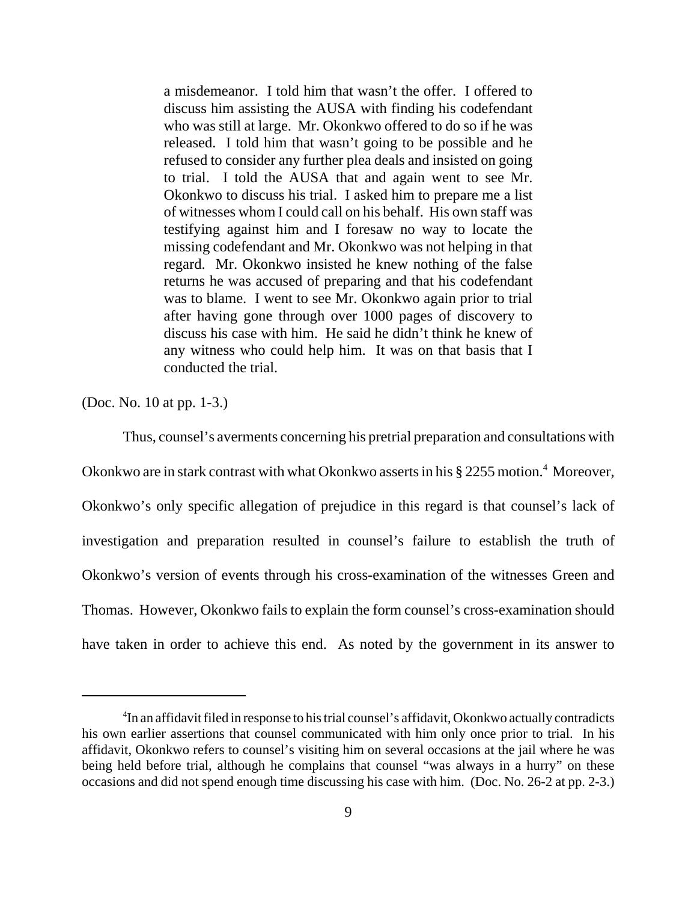> a misdemeanor. I told him that wasn't the offer. I offered to discuss him assisting the AUSA with finding his codefendant who was still at large. Mr. Okonkwo offered to do so if he was released. I told him that wasn't going to be possible and he refused to consider any further plea deals and insisted on going to trial. I told the AUSA that and again went to see Mr. Okonkwo to discuss his trial. I asked him to prepare me a list of witnesses whom I could call on his behalf. His own staff was testifying against him and I foresaw no way to locate the missing codefendant and Mr. Okonkwo was not helping in that regard. Mr. Okonkwo insisted he knew nothing of the false returns he was accused of preparing and that his codefendant was to blame. I went to see Mr. Okonkwo again prior to trial after having gone through over 1000 pages of discovery to discuss his case with him. He said he didn't think he knew of any witness who could help him. It was on that basis that I conducted the trial.

(Doc. No. 10 at pp. 1-3.)

Thus, counsel's averments concerning his pretrial preparation and consultations with Okonkwo are in stark contrast with what Okonkwo asserts in his § 2255 motion.[4] Moreover, Okonkwo's only specific allegation of prejudice in this regard is that counsel's lack of investigation and preparation resulted in counsel's failure to establish the truth of Okonkwo's version of events through his cross-examination of the witnesses Green and Thomas. However, Okonkwo fails to explain the form counsel's cross-examination should have taken in order to achieve this end. As noted by the government in its answer to

---

[4] In an affidavit filed in response to his trial counsel's affidavit, Okonkwo actually contradicts his own earlier assertions that counsel communicated with him only once prior to trial. In his affidavit, Okonkwo refers to counsel's visiting him on several occasions at the jail where he was being held before trial, although he complains that counsel "was always in a hurry" on these occasions and did not spend enough time discussing his case with him. (Doc. No. 26-2 at pp. 2-3.)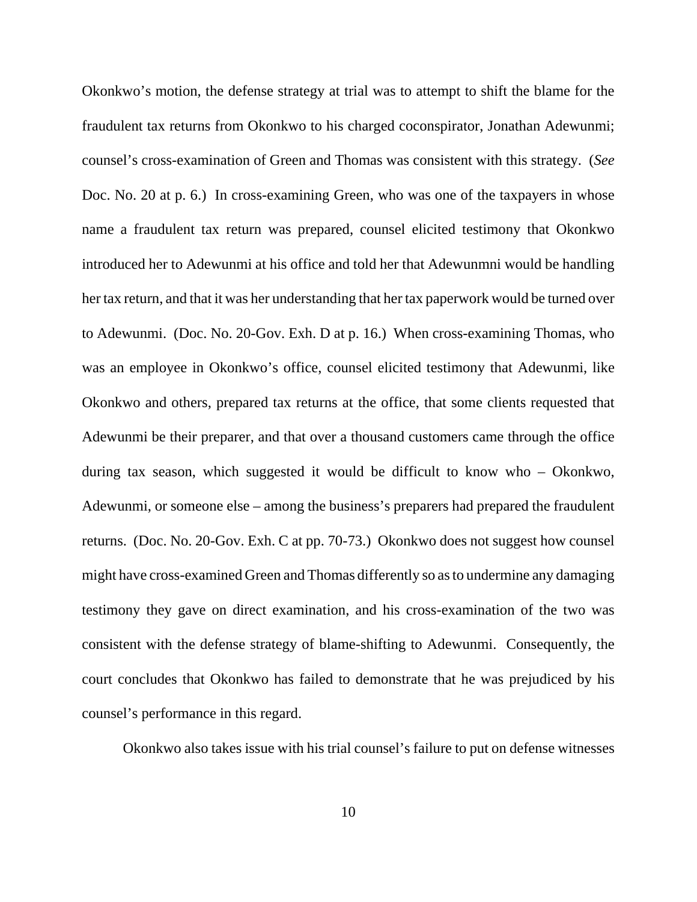Okonkwo's motion, the defense strategy at trial was to attempt to shift the blame for the fraudulent tax returns from Okonkwo to his charged coconspirator, Jonathan Adewunmi; counsel's cross-examination of Green and Thomas was consistent with this strategy. (*See* Doc. No. 20 at p. 6.) In cross-examining Green, who was one of the taxpayers in whose name a fraudulent tax return was prepared, counsel elicited testimony that Okonkwo introduced her to Adewunmi at his office and told her that Adewunmni would be handling her tax return, and that it was her understanding that her tax paperwork would be turned over to Adewunmi. (Doc. No. 20-Gov. Exh. D at p. 16.) When cross-examining Thomas, who was an employee in Okonkwo's office, counsel elicited testimony that Adewunmi, like Okonkwo and others, prepared tax returns at the office, that some clients requested that Adewunmi be their preparer, and that over a thousand customers came through the office during tax season, which suggested it would be difficult to know who – Okonkwo, Adewunmi, or someone else – among the business's preparers had prepared the fraudulent returns. (Doc. No. 20-Gov. Exh. C at pp. 70-73.) Okonkwo does not suggest how counsel might have cross-examined Green and Thomas differently so as to undermine any damaging testimony they gave on direct examination, and his cross-examination of the two was consistent with the defense strategy of blame-shifting to Adewunmi. Consequently, the court concludes that Okonkwo has failed to demonstrate that he was prejudiced by his counsel's performance in this regard.

Okonkwo also takes issue with his trial counsel's failure to put on defense witnesses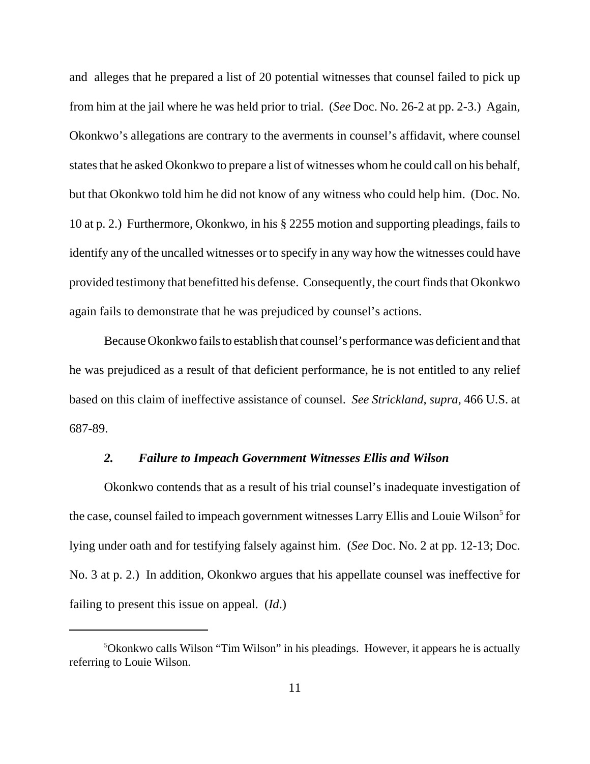and alleges that he prepared a list of 20 potential witnesses that counsel failed to pick up from him at the jail where he was held prior to trial. (*See* Doc. No. 26-2 at pp. 2-3.) Again, Okonkwo's allegations are contrary to the averments in counsel's affidavit, where counsel states that he asked Okonkwo to prepare a list of witnesses whom he could call on his behalf, but that Okonkwo told him he did not know of any witness who could help him. (Doc. No. 10 at p. 2.) Furthermore, Okonkwo, in his § 2255 motion and supporting pleadings, fails to identify any of the uncalled witnesses or to specify in any way how the witnesses could have provided testimony that benefitted his defense. Consequently, the court finds that Okonkwo again fails to demonstrate that he was prejudiced by counsel's actions.

Because Okonkwo fails to establish that counsel's performance was deficient and that he was prejudiced as a result of that deficient performance, he is not entitled to any relief based on this claim of ineffective assistance of counsel. *See Strickland*, *supra*, 466 U.S. at 687-89.

### *2. Failure to Impeach Government Witnesses Ellis and Wilson*

Okonkwo contends that as a result of his trial counsel's inadequate investigation of the case, counsel failed to impeach government witnesses Larry Ellis and Louie Wilson[5] for lying under oath and for testifying falsely against him. (*See* Doc. No. 2 at pp. 12-13; Doc. No. 3 at p. 2.) In addition, Okonkwo argues that his appellate counsel was ineffective for failing to present this issue on appeal. (*Id*.)

---

[5]Okonkwo calls Wilson "Tim Wilson" in his pleadings. However, it appears he is actually referring to Louie Wilson.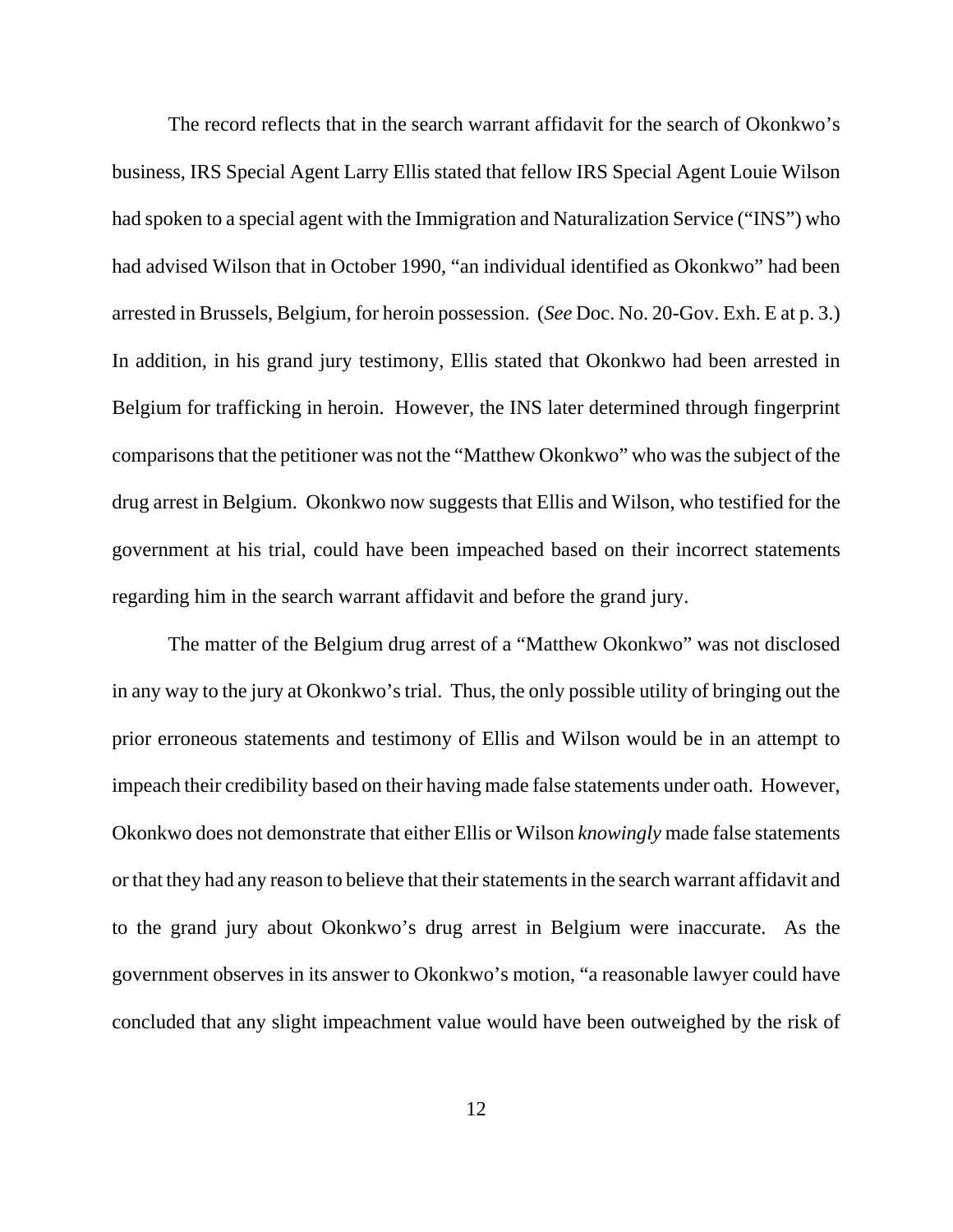The record reflects that in the search warrant affidavit for the search of Okonkwo's business, IRS Special Agent Larry Ellis stated that fellow IRS Special Agent Louie Wilson had spoken to a special agent with the Immigration and Naturalization Service ("INS") who had advised Wilson that in October 1990, "an individual identified as Okonkwo" had been arrested in Brussels, Belgium, for heroin possession. (*See* Doc. No. 20-Gov. Exh. E at p. 3.) In addition, in his grand jury testimony, Ellis stated that Okonkwo had been arrested in Belgium for trafficking in heroin. However, the INS later determined through fingerprint comparisons that the petitioner was not the "Matthew Okonkwo" who was the subject of the drug arrest in Belgium. Okonkwo now suggests that Ellis and Wilson, who testified for the government at his trial, could have been impeached based on their incorrect statements regarding him in the search warrant affidavit and before the grand jury.

The matter of the Belgium drug arrest of a "Matthew Okonkwo" was not disclosed in any way to the jury at Okonkwo's trial. Thus, the only possible utility of bringing out the prior erroneous statements and testimony of Ellis and Wilson would be in an attempt to impeach their credibility based on their having made false statements under oath. However, Okonkwo does not demonstrate that either Ellis or Wilson *knowingly* made false statements or that they had any reason to believe that their statements in the search warrant affidavit and to the grand jury about Okonkwo's drug arrest in Belgium were inaccurate. As the government observes in its answer to Okonkwo's motion, "a reasonable lawyer could have concluded that any slight impeachment value would have been outweighed by the risk of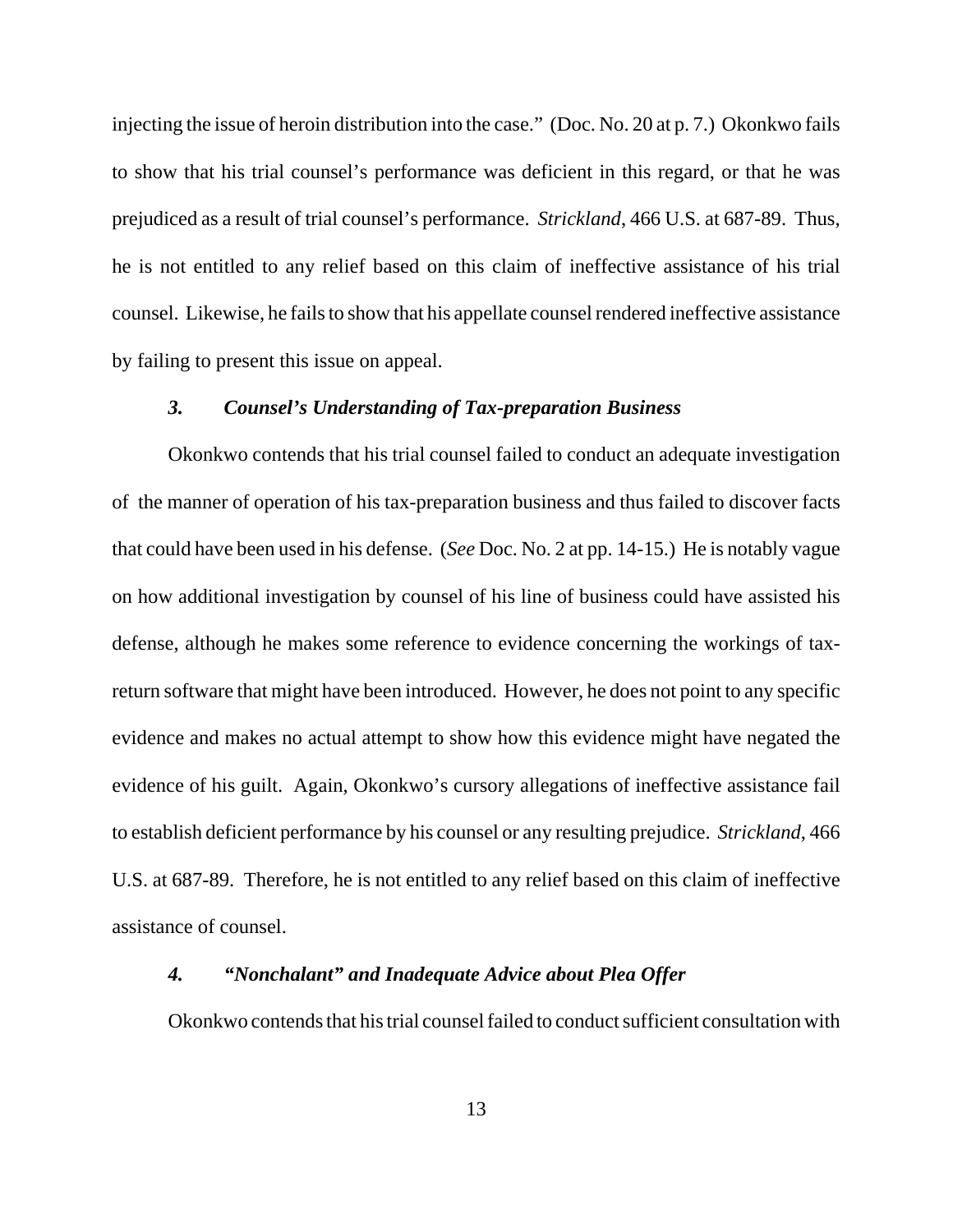injecting the issue of heroin distribution into the case." (Doc. No. 20 at p. 7.) Okonkwo fails to show that his trial counsel's performance was deficient in this regard, or that he was prejudiced as a result of trial counsel's performance. *Strickland*, 466 U.S. at 687-89. Thus, he is not entitled to any relief based on this claim of ineffective assistance of his trial counsel. Likewise, he fails to show that his appellate counsel rendered ineffective assistance by failing to present this issue on appeal.

#### *3. Counsel's Understanding of Tax-preparation Business*

Okonkwo contends that his trial counsel failed to conduct an adequate investigation of the manner of operation of his tax-preparation business and thus failed to discover facts that could have been used in his defense. (*See* Doc. No. 2 at pp. 14-15.) He is notably vague on how additional investigation by counsel of his line of business could have assisted his defense, although he makes some reference to evidence concerning the workings of tax-return software that might have been introduced. However, he does not point to any specific evidence and makes no actual attempt to show how this evidence might have negated the evidence of his guilt. Again, Okonkwo's cursory allegations of ineffective assistance fail to establish deficient performance by his counsel or any resulting prejudice. *Strickland*, 466 U.S. at 687-89. Therefore, he is not entitled to any relief based on this claim of ineffective assistance of counsel.

#### *4. "Nonchalant" and Inadequate Advice about Plea Offer*

Okonkwo contends that his trial counsel failed to conduct sufficient consultation with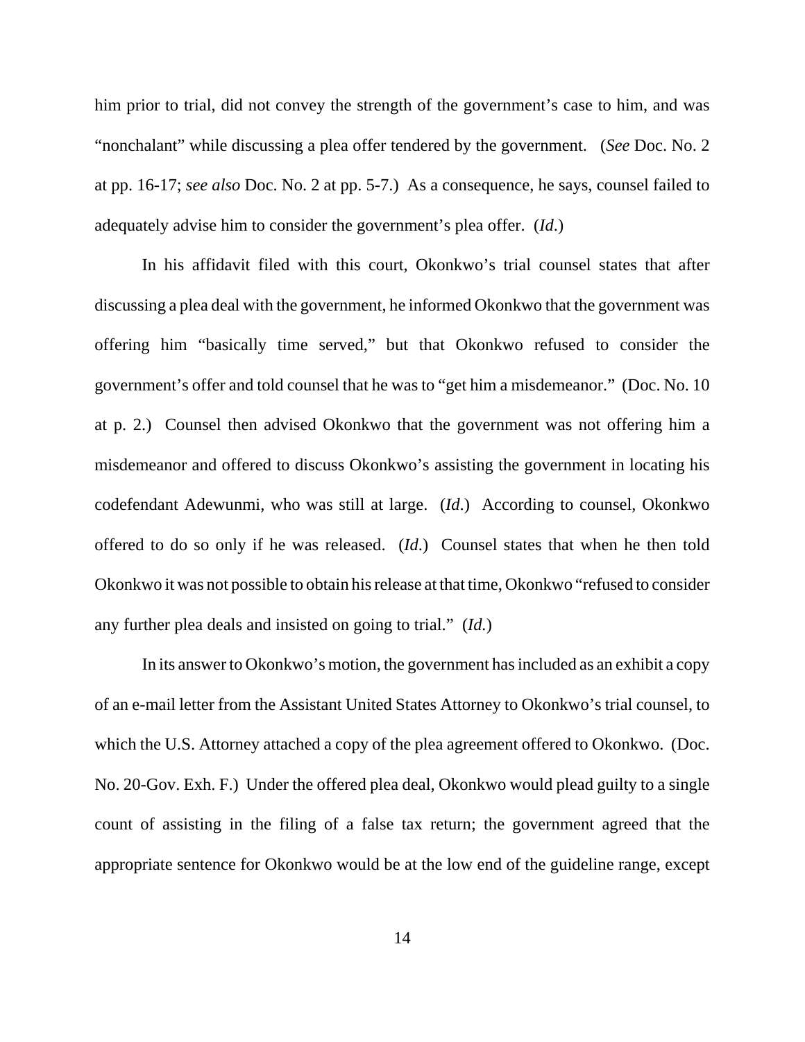him prior to trial, did not convey the strength of the government's case to him, and was "nonchalant" while discussing a plea offer tendered by the government. (*See* Doc. No. 2 at pp. 16-17; *see also* Doc. No. 2 at pp. 5-7.) As a consequence, he says, counsel failed to adequately advise him to consider the government's plea offer. (*Id*.)

In his affidavit filed with this court, Okonkwo's trial counsel states that after discussing a plea deal with the government, he informed Okonkwo that the government was offering him "basically time served," but that Okonkwo refused to consider the government's offer and told counsel that he was to "get him a misdemeanor." (Doc. No. 10 at p. 2.) Counsel then advised Okonkwo that the government was not offering him a misdemeanor and offered to discuss Okonkwo's assisting the government in locating his codefendant Adewunmi, who was still at large. (*Id*.) According to counsel, Okonkwo offered to do so only if he was released. (*Id*.) Counsel states that when he then told Okonkwo it was not possible to obtain his release at that time, Okonkwo "refused to consider any further plea deals and insisted on going to trial." (*Id*.)

In its answer to Okonkwo's motion, the government has included as an exhibit a copy of an e-mail letter from the Assistant United States Attorney to Okonkwo's trial counsel, to which the U.S. Attorney attached a copy of the plea agreement offered to Okonkwo. (Doc. No. 20-Gov. Exh. F.) Under the offered plea deal, Okonkwo would plead guilty to a single count of assisting in the filing of a false tax return; the government agreed that the appropriate sentence for Okonkwo would be at the low end of the guideline range, except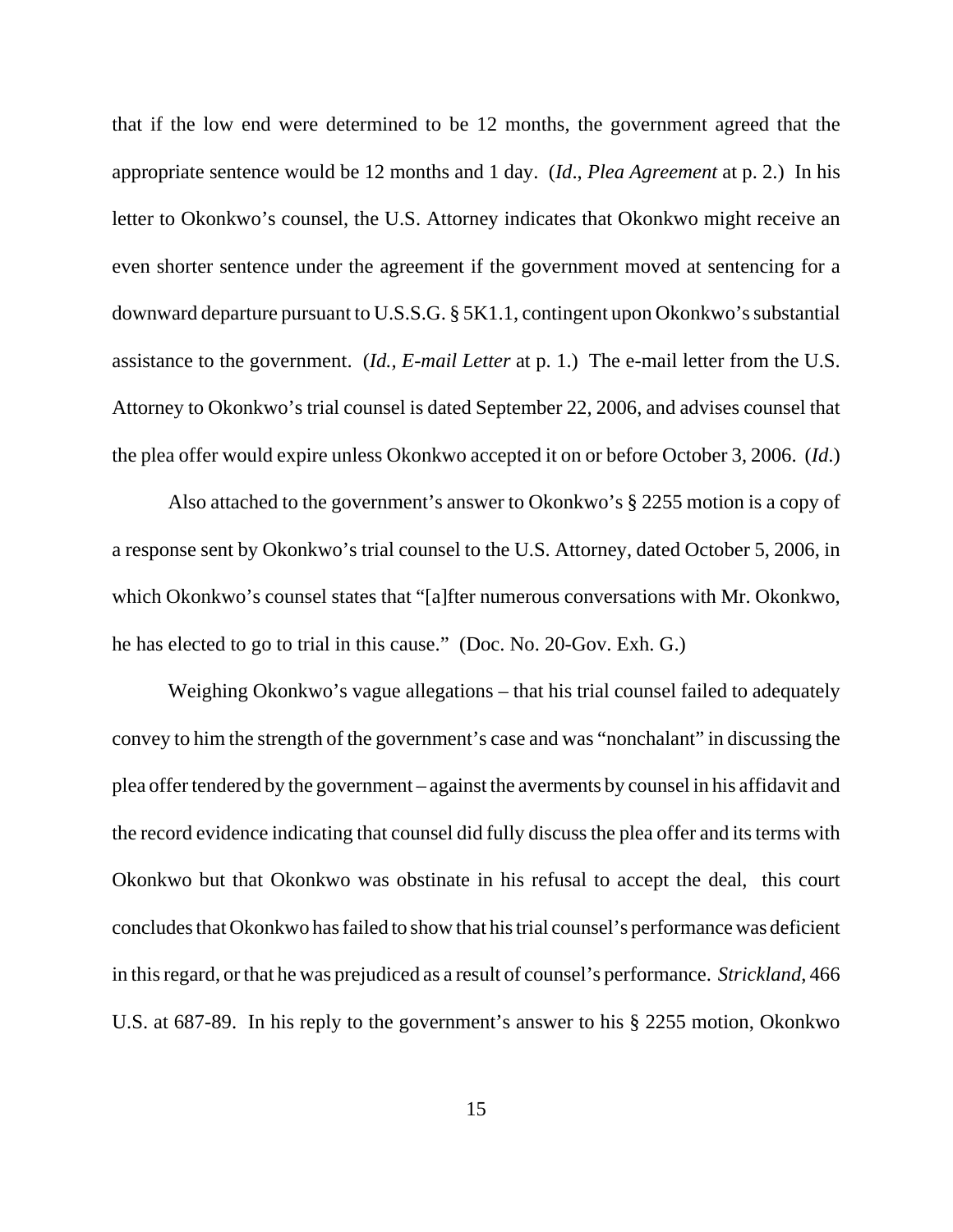that if the low end were determined to be 12 months, the government agreed that the appropriate sentence would be 12 months and 1 day. (*Id*., *Plea Agreement* at p. 2.) In his letter to Okonkwo's counsel, the U.S. Attorney indicates that Okonkwo might receive an even shorter sentence under the agreement if the government moved at sentencing for a downward departure pursuant to U.S.S.G. § 5K1.1, contingent upon Okonkwo's substantial assistance to the government. (*Id., E-mail Letter* at p. 1.) The e-mail letter from the U.S. Attorney to Okonkwo's trial counsel is dated September 22, 2006, and advises counsel that the plea offer would expire unless Okonkwo accepted it on or before October 3, 2006. (*Id*.)

Also attached to the government's answer to Okonkwo's § 2255 motion is a copy of a response sent by Okonkwo's trial counsel to the U.S. Attorney, dated October 5, 2006, in which Okonkwo's counsel states that "[a]fter numerous conversations with Mr. Okonkwo, he has elected to go to trial in this cause." (Doc. No. 20-Gov. Exh. G.)

Weighing Okonkwo's vague allegations – that his trial counsel failed to adequately convey to him the strength of the government's case and was "nonchalant" in discussing the plea offer tendered by the government – against the averments by counsel in his affidavit and the record evidence indicating that counsel did fully discuss the plea offer and its terms with Okonkwo but that Okonkwo was obstinate in his refusal to accept the deal, this court concludes that Okonkwo has failed to show that his trial counsel's performance was deficient in this regard, or that he was prejudiced as a result of counsel's performance. *Strickland*, 466 U.S. at 687-89. In his reply to the government's answer to his § 2255 motion, Okonkwo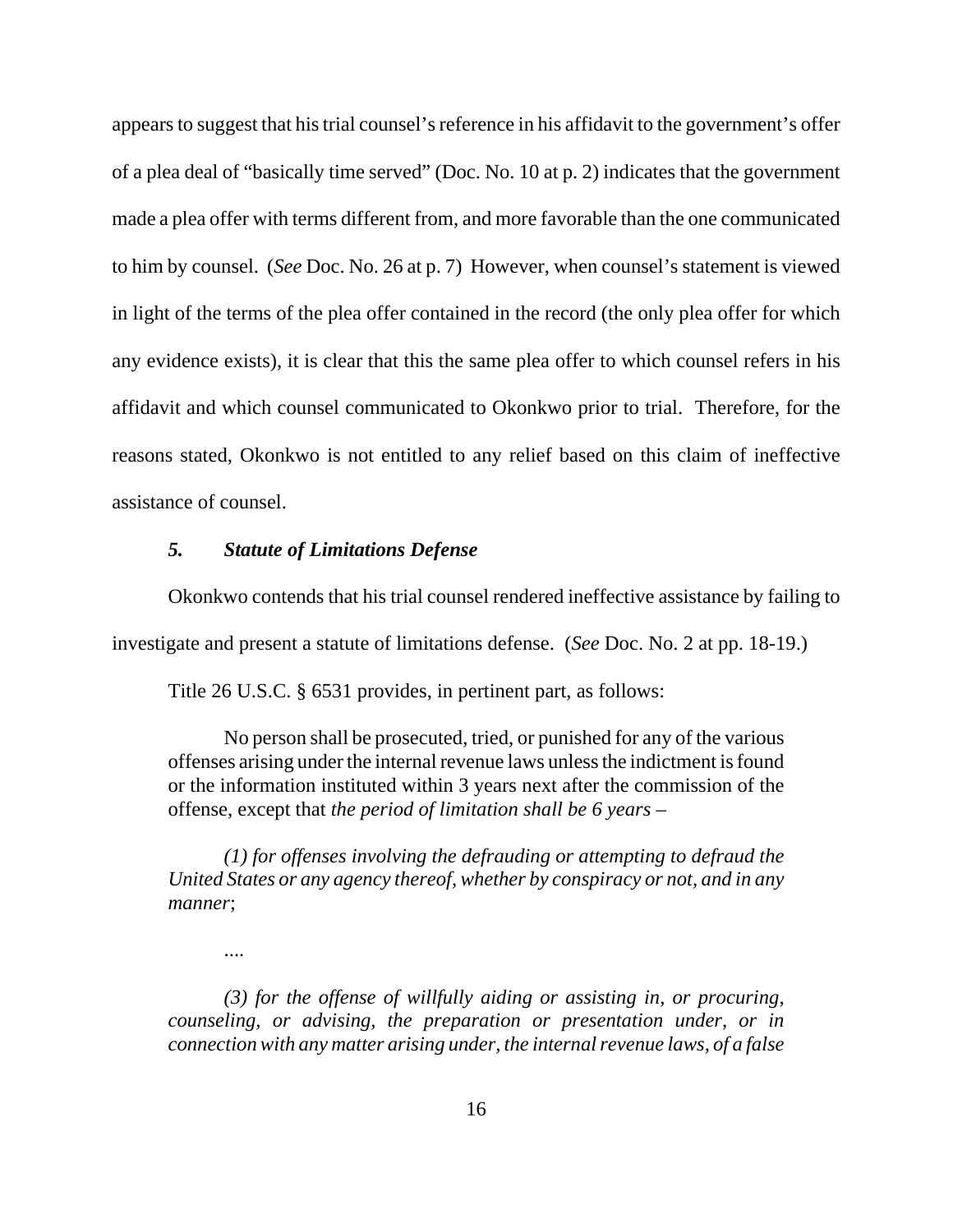appears to suggest that his trial counsel's reference in his affidavit to the government's offer of a plea deal of "basically time served" (Doc. No. 10 at p. 2) indicates that the government made a plea offer with terms different from, and more favorable than the one communicated to him by counsel. (*See* Doc. No. 26 at p. 7) However, when counsel's statement is viewed in light of the terms of the plea offer contained in the record (the only plea offer for which any evidence exists), it is clear that this the same plea offer to which counsel refers in his affidavit and which counsel communicated to Okonkwo prior to trial. Therefore, for the reasons stated, Okonkwo is not entitled to any relief based on this claim of ineffective assistance of counsel.

### *5. Statute of Limitations Defense*

Okonkwo contends that his trial counsel rendered ineffective assistance by failing to investigate and present a statute of limitations defense. (*See* Doc. No. 2 at pp. 18-19.)

Title 26 U.S.C. § 6531 provides, in pertinent part, as follows:

> No person shall be prosecuted, tried, or punished for any of the various offenses arising under the internal revenue laws unless the indictment is found or the information instituted within 3 years next after the commission of the offense, except that *the period of limitation shall be 6 years* –
>
> *(1) for offenses involving the defrauding or attempting to defraud the United States or any agency thereof, whether by conspiracy or not, and in any manner*;
>
> ....
>
> *(3) for the offense of willfully aiding or assisting in, or procuring, counseling, or advising, the preparation or presentation under, or in connection with any matter arising under, the internal revenue laws, of a false*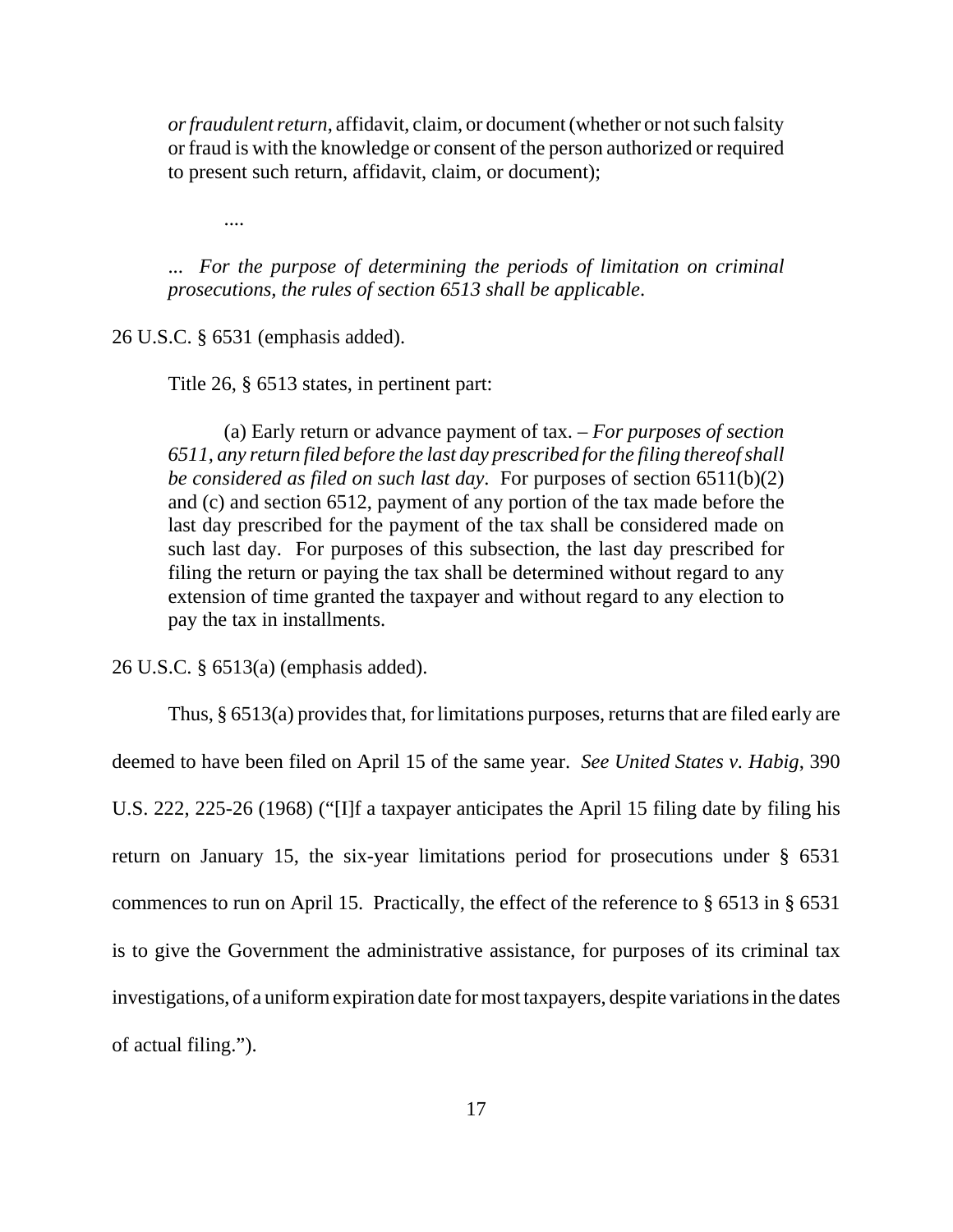> *or fraudulent return*, affidavit, claim, or document (whether or not such falsity or fraud is with the knowledge or consent of the person authorized or required to present such return, affidavit, claim, or document);
>
> ....
>
> ... *For the purpose of determining the periods of limitation on criminal prosecutions, the rules of section 6513 shall be applicable*.

26 U.S.C. § 6531 (emphasis added).

Title 26, § 6513 states, in pertinent part:

> (a) Early return or advance payment of tax. – *For purposes of section 6511, any return filed before the last day prescribed for the filing thereof shall be considered as filed on such last day*. For purposes of section 6511(b)(2) and (c) and section 6512, payment of any portion of the tax made before the last day prescribed for the payment of the tax shall be considered made on such last day. For purposes of this subsection, the last day prescribed for filing the return or paying the tax shall be determined without regard to any extension of time granted the taxpayer and without regard to any election to pay the tax in installments.

26 U.S.C. § 6513(a) (emphasis added).

Thus, § 6513(a) provides that, for limitations purposes, returns that are filed early are deemed to have been filed on April 15 of the same year. *See United States v. Habig*, 390 U.S. 222, 225-26 (1968) ("[I]f a taxpayer anticipates the April 15 filing date by filing his return on January 15, the six-year limitations period for prosecutions under § 6531 commences to run on April 15. Practically, the effect of the reference to § 6513 in § 6531 is to give the Government the administrative assistance, for purposes of its criminal tax investigations, of a uniform expiration date for most taxpayers, despite variations in the dates of actual filing.").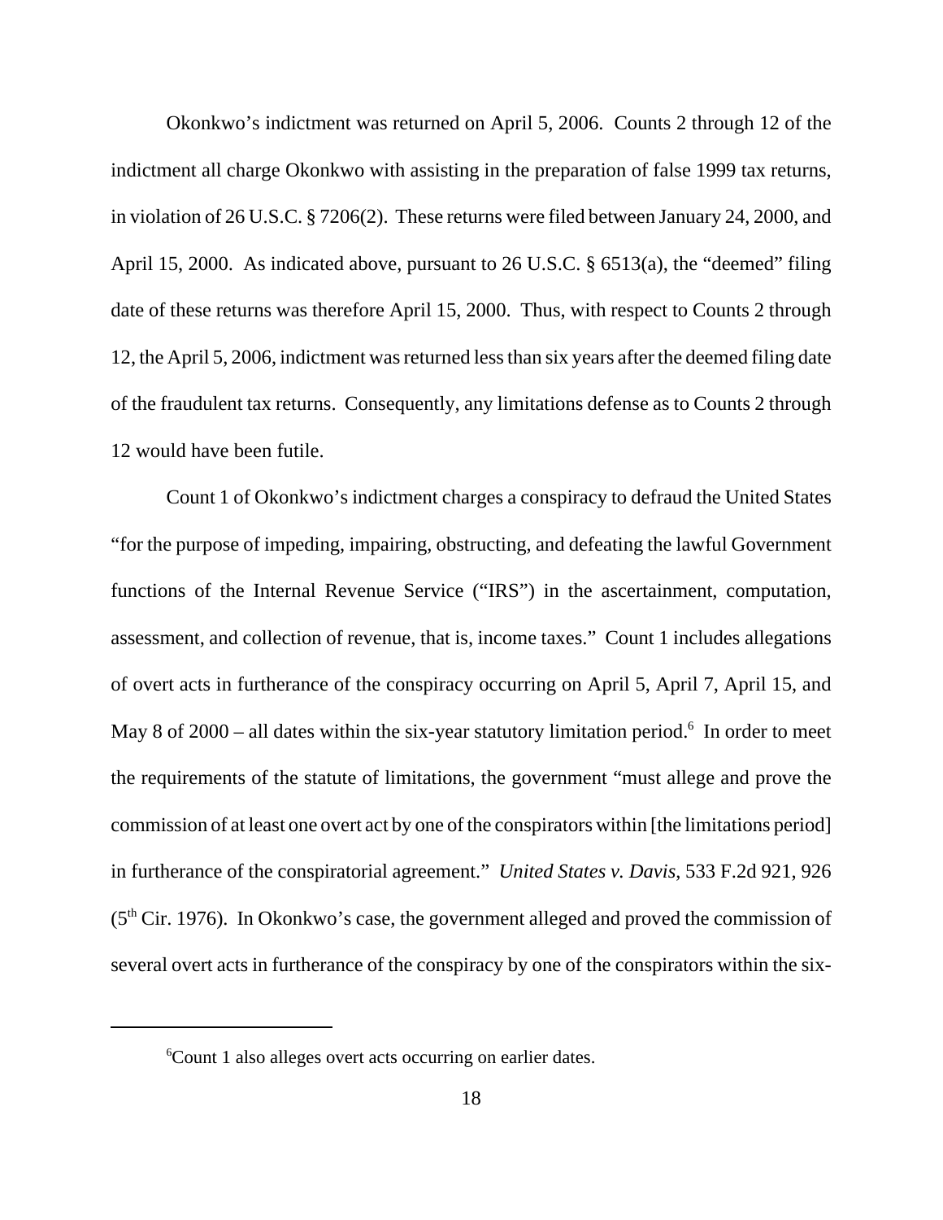Okonkwo's indictment was returned on April 5, 2006. Counts 2 through 12 of the indictment all charge Okonkwo with assisting in the preparation of false 1999 tax returns, in violation of 26 U.S.C. § 7206(2). These returns were filed between January 24, 2000, and April 15, 2000. As indicated above, pursuant to 26 U.S.C. § 6513(a), the "deemed" filing date of these returns was therefore April 15, 2000. Thus, with respect to Counts 2 through 12, the April 5, 2006, indictment was returned less than six years after the deemed filing date of the fraudulent tax returns. Consequently, any limitations defense as to Counts 2 through 12 would have been futile.

Count 1 of Okonkwo's indictment charges a conspiracy to defraud the United States "for the purpose of impeding, impairing, obstructing, and defeating the lawful Government functions of the Internal Revenue Service ("IRS") in the ascertainment, computation, assessment, and collection of revenue, that is, income taxes." Count 1 includes allegations of overt acts in furtherance of the conspiracy occurring on April 5, April 7, April 15, and May 8 of 2000 – all dates within the six-year statutory limitation period.[6] In order to meet the requirements of the statute of limitations, the government "must allege and prove the commission of at least one overt act by one of the conspirators within [the limitations period] in furtherance of the conspiratorial agreement." *United States v. Davis*, 533 F.2d 921, 926 (5th Cir. 1976). In Okonkwo's case, the government alleged and proved the commission of several overt acts in furtherance of the conspiracy by one of the conspirators within the six-

---

[6]Count 1 also alleges overt acts occurring on earlier dates.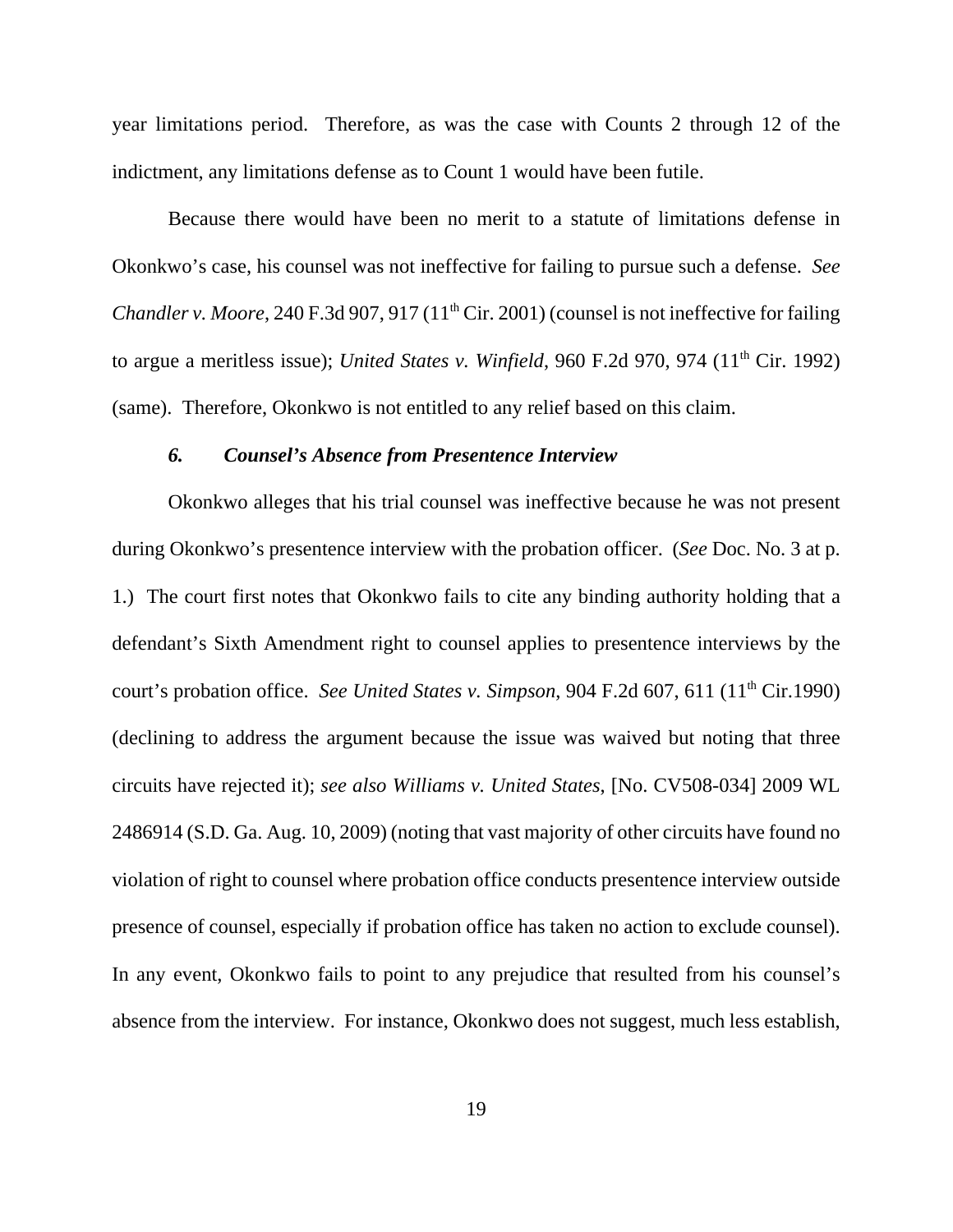year limitations period. Therefore, as was the case with Counts 2 through 12 of the indictment, any limitations defense as to Count 1 would have been futile.

Because there would have been no merit to a statute of limitations defense in Okonkwo's case, his counsel was not ineffective for failing to pursue such a defense. *See Chandler v. Moore*, 240 F.3d 907, 917 (11th Cir. 2001) (counsel is not ineffective for failing to argue a meritless issue); *United States v. Winfield*, 960 F.2d 970, 974 (11th Cir. 1992) (same). Therefore, Okonkwo is not entitled to any relief based on this claim.

### *6. Counsel's Absence from Presentence Interview*

Okonkwo alleges that his trial counsel was ineffective because he was not present during Okonkwo's presentence interview with the probation officer. (*See* Doc. No. 3 at p. 1.) The court first notes that Okonkwo fails to cite any binding authority holding that a defendant's Sixth Amendment right to counsel applies to presentence interviews by the court's probation office. *See United States v. Simpson*, 904 F.2d 607, 611 (11th Cir.1990) (declining to address the argument because the issue was waived but noting that three circuits have rejected it); *see also Williams v. United States*, [No. CV508-034] 2009 WL 2486914 (S.D. Ga. Aug. 10, 2009) (noting that vast majority of other circuits have found no violation of right to counsel where probation office conducts presentence interview outside presence of counsel, especially if probation office has taken no action to exclude counsel). In any event, Okonkwo fails to point to any prejudice that resulted from his counsel's absence from the interview. For instance, Okonkwo does not suggest, much less establish,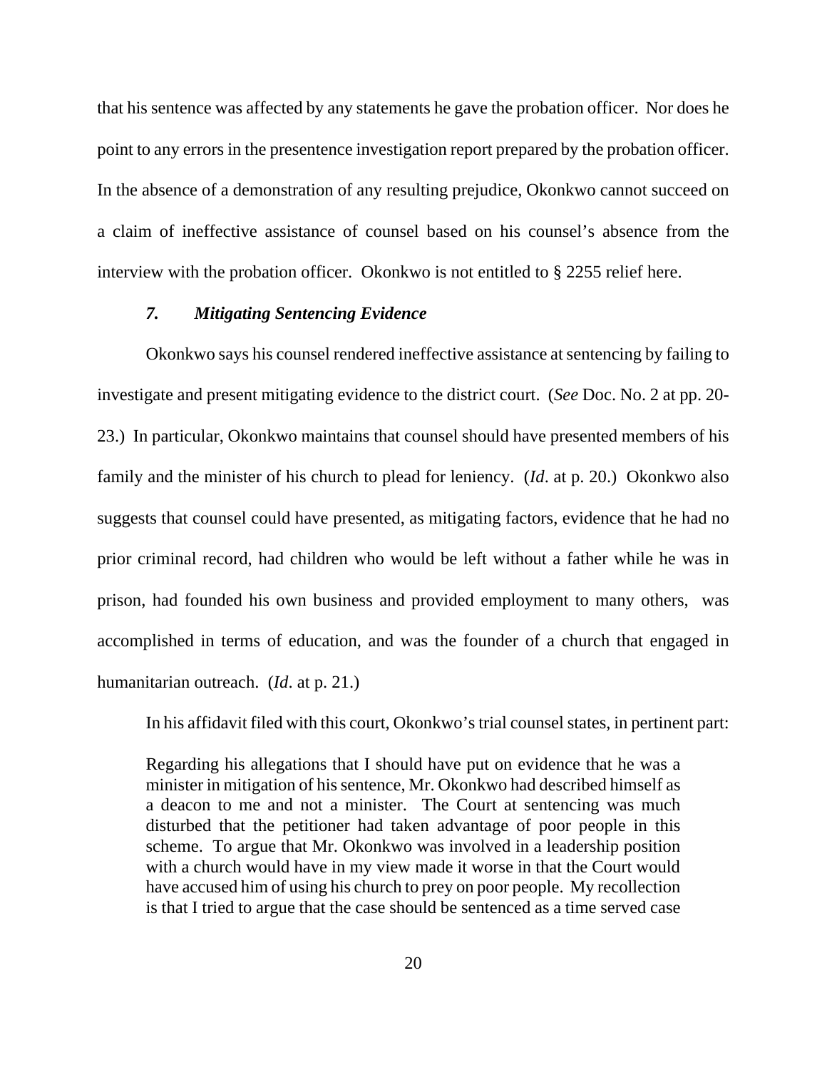that his sentence was affected by any statements he gave the probation officer. Nor does he point to any errors in the presentence investigation report prepared by the probation officer. In the absence of a demonstration of any resulting prejudice, Okonkwo cannot succeed on a claim of ineffective assistance of counsel based on his counsel's absence from the interview with the probation officer. Okonkwo is not entitled to § 2255 relief here.

### *7. Mitigating Sentencing Evidence*

Okonkwo says his counsel rendered ineffective assistance at sentencing by failing to investigate and present mitigating evidence to the district court. (*See* Doc. No. 2 at pp. 20-23.) In particular, Okonkwo maintains that counsel should have presented members of his family and the minister of his church to plead for leniency. (*Id*. at p. 20.) Okonkwo also suggests that counsel could have presented, as mitigating factors, evidence that he had no prior criminal record, had children who would be left without a father while he was in prison, had founded his own business and provided employment to many others, was accomplished in terms of education, and was the founder of a church that engaged in humanitarian outreach. (*Id*. at p. 21.)

In his affidavit filed with this court, Okonkwo's trial counsel states, in pertinent part:

> Regarding his allegations that I should have put on evidence that he was a minister in mitigation of his sentence, Mr. Okonkwo had described himself as a deacon to me and not a minister. The Court at sentencing was much disturbed that the petitioner had taken advantage of poor people in this scheme. To argue that Mr. Okonkwo was involved in a leadership position with a church would have in my view made it worse in that the Court would have accused him of using his church to prey on poor people. My recollection is that I tried to argue that the case should be sentenced as a time served case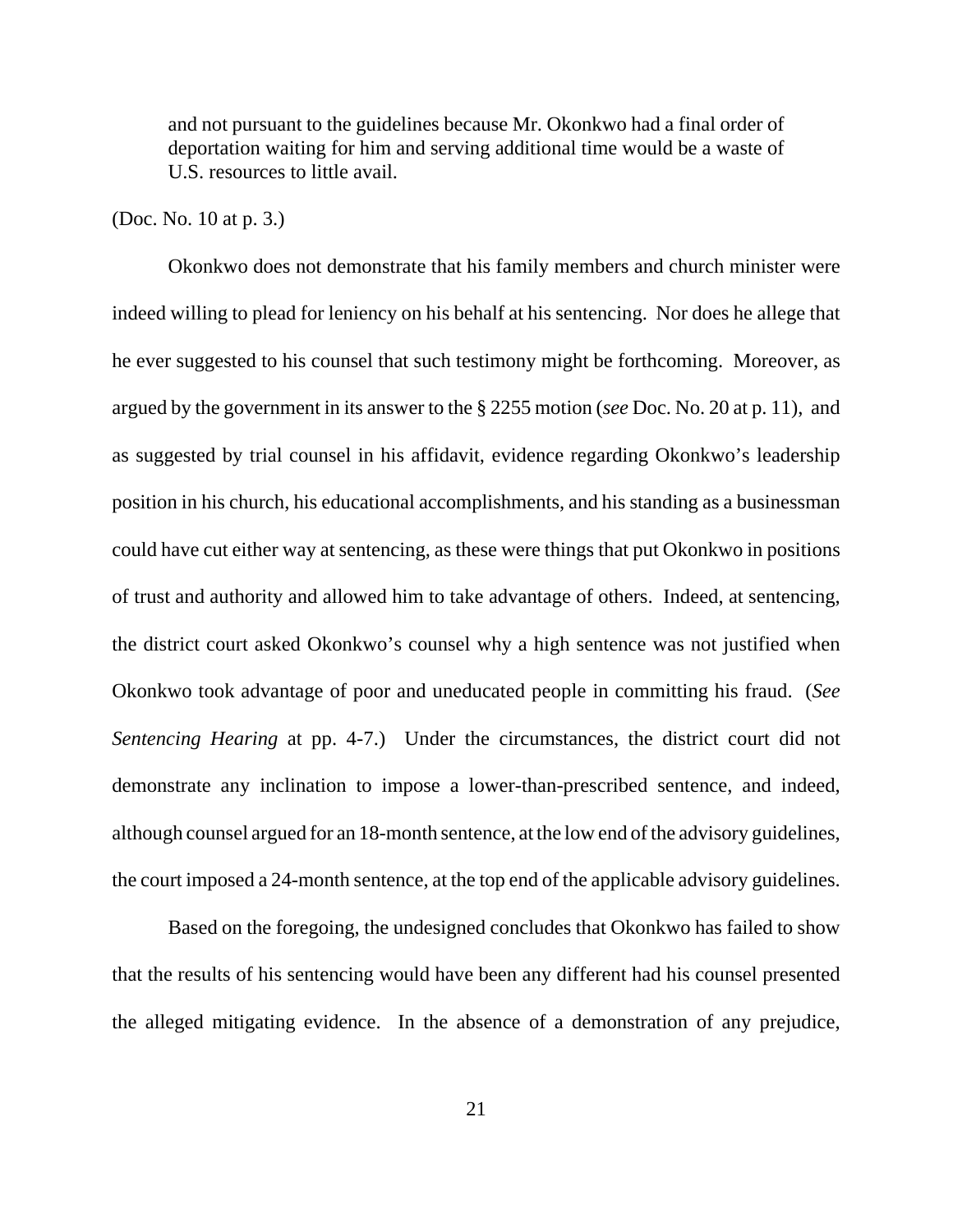> and not pursuant to the guidelines because Mr. Okonkwo had a final order of deportation waiting for him and serving additional time would be a waste of U.S. resources to little avail.

(Doc. No. 10 at p. 3.)

Okonkwo does not demonstrate that his family members and church minister were indeed willing to plead for leniency on his behalf at his sentencing. Nor does he allege that he ever suggested to his counsel that such testimony might be forthcoming. Moreover, as argued by the government in its answer to the § 2255 motion (*see* Doc. No. 20 at p. 11), and as suggested by trial counsel in his affidavit, evidence regarding Okonkwo's leadership position in his church, his educational accomplishments, and his standing as a businessman could have cut either way at sentencing, as these were things that put Okonkwo in positions of trust and authority and allowed him to take advantage of others. Indeed, at sentencing, the district court asked Okonkwo's counsel why a high sentence was not justified when Okonkwo took advantage of poor and uneducated people in committing his fraud. (*See Sentencing Hearing* at pp. 4-7.) Under the circumstances, the district court did not demonstrate any inclination to impose a lower-than-prescribed sentence, and indeed, although counsel argued for an 18-month sentence, at the low end of the advisory guidelines, the court imposed a 24-month sentence, at the top end of the applicable advisory guidelines.

Based on the foregoing, the undesigned concludes that Okonkwo has failed to show that the results of his sentencing would have been any different had his counsel presented the alleged mitigating evidence. In the absence of a demonstration of any prejudice,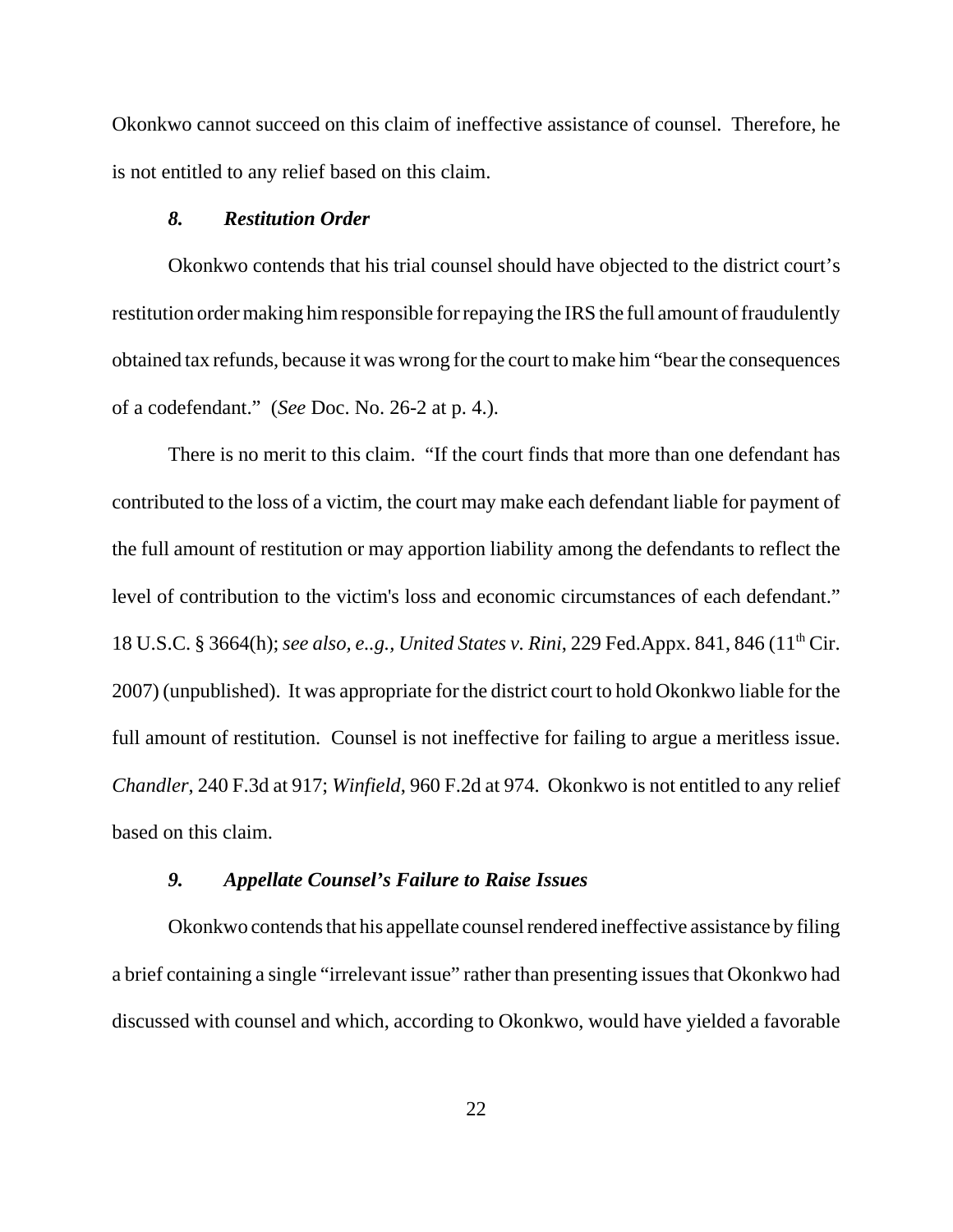Okonkwo cannot succeed on this claim of ineffective assistance of counsel. Therefore, he is not entitled to any relief based on this claim.

### *8. Restitution Order*

Okonkwo contends that his trial counsel should have objected to the district court's restitution order making him responsible for repaying the IRS the full amount of fraudulently obtained tax refunds, because it was wrong for the court to make him "bear the consequences of a codefendant." (*See* Doc. No. 26-2 at p. 4.).

There is no merit to this claim. "If the court finds that more than one defendant has contributed to the loss of a victim, the court may make each defendant liable for payment of the full amount of restitution or may apportion liability among the defendants to reflect the level of contribution to the victim's loss and economic circumstances of each defendant." 18 U.S.C. § 3664(h); *see also, e..g., United States v. Rini*, 229 Fed.Appx. 841, 846 (11th Cir. 2007) (unpublished). It was appropriate for the district court to hold Okonkwo liable for the full amount of restitution. Counsel is not ineffective for failing to argue a meritless issue. *Chandler*, 240 F.3d at 917; *Winfield*, 960 F.2d at 974. Okonkwo is not entitled to any relief based on this claim.

### *9. Appellate Counsel's Failure to Raise Issues*

Okonkwo contends that his appellate counsel rendered ineffective assistance by filing a brief containing a single "irrelevant issue" rather than presenting issues that Okonkwo had discussed with counsel and which, according to Okonkwo, would have yielded a favorable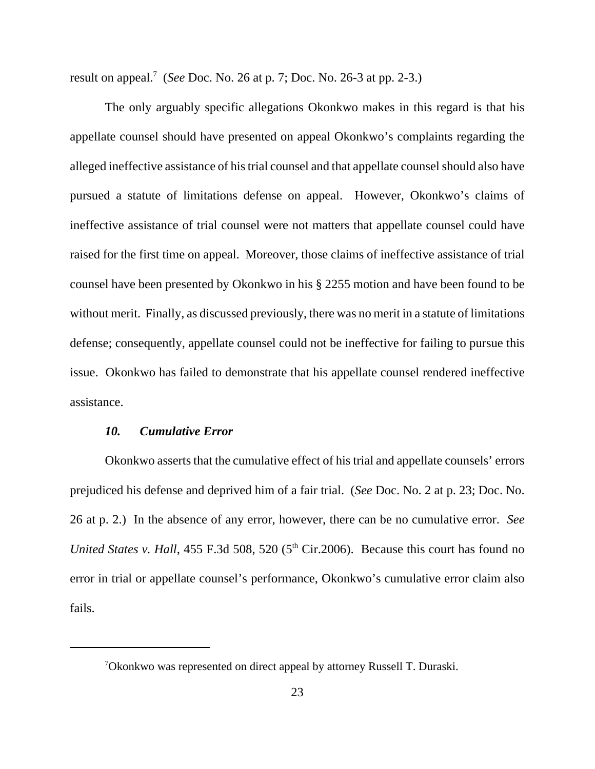result on appeal.[7] (*See* Doc. No. 26 at p. 7; Doc. No. 26-3 at pp. 2-3.)

The only arguably specific allegations Okonkwo makes in this regard is that his appellate counsel should have presented on appeal Okonkwo's complaints regarding the alleged ineffective assistance of his trial counsel and that appellate counsel should also have pursued a statute of limitations defense on appeal. However, Okonkwo's claims of ineffective assistance of trial counsel were not matters that appellate counsel could have raised for the first time on appeal. Moreover, those claims of ineffective assistance of trial counsel have been presented by Okonkwo in his § 2255 motion and have been found to be without merit. Finally, as discussed previously, there was no merit in a statute of limitations defense; consequently, appellate counsel could not be ineffective for failing to pursue this issue. Okonkwo has failed to demonstrate that his appellate counsel rendered ineffective assistance.

***10. Cumulative Error***

Okonkwo asserts that the cumulative effect of his trial and appellate counsels' errors prejudiced his defense and deprived him of a fair trial. (*See* Doc. No. 2 at p. 23; Doc. No. 26 at p. 2.) In the absence of any error, however, there can be no cumulative error. *See United States v. Hall*, 455 F.3d 508, 520 (5th Cir.2006). Because this court has found no error in trial or appellate counsel's performance, Okonkwo's cumulative error claim also fails.

---

[7] Okonkwo was represented on direct appeal by attorney Russell T. Duraski.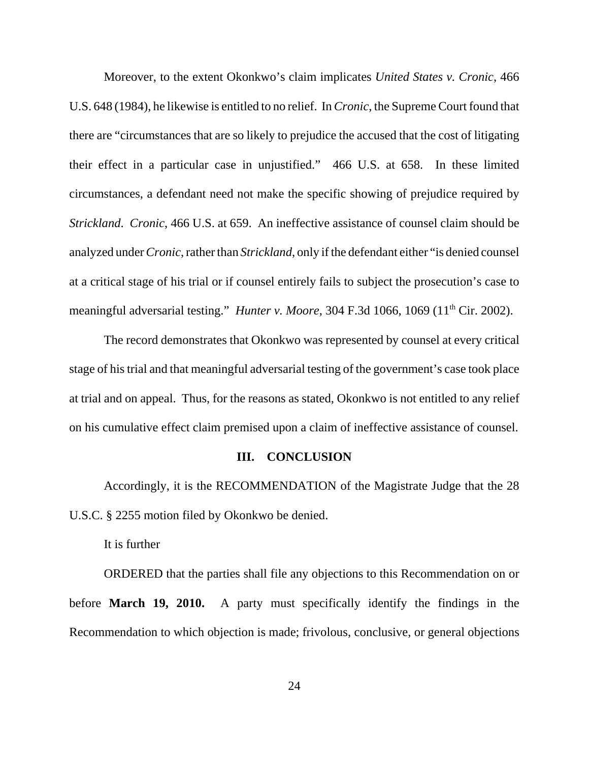Moreover, to the extent Okonkwo's claim implicates *United States v. Cronic*, 466 U.S. 648 (1984), he likewise is entitled to no relief. In *Cronic*, the Supreme Court found that there are "circumstances that are so likely to prejudice the accused that the cost of litigating their effect in a particular case in unjustified." 466 U.S. at 658. In these limited circumstances, a defendant need not make the specific showing of prejudice required by *Strickland*. *Cronic*, 466 U.S. at 659. An ineffective assistance of counsel claim should be analyzed under *Cronic*, rather than *Strickland*, only if the defendant either "is denied counsel at a critical stage of his trial or if counsel entirely fails to subject the prosecution's case to meaningful adversarial testing." *Hunter v. Moore*, 304 F.3d 1066, 1069 (11th Cir. 2002).

The record demonstrates that Okonkwo was represented by counsel at every critical stage of his trial and that meaningful adversarial testing of the government's case took place at trial and on appeal. Thus, for the reasons as stated, Okonkwo is not entitled to any relief on his cumulative effect claim premised upon a claim of ineffective assistance of counsel.

## III. CONCLUSION

Accordingly, it is the RECOMMENDATION of the Magistrate Judge that the 28 U.S.C. § 2255 motion filed by Okonkwo be denied.

It is further

ORDERED that the parties shall file any objections to this Recommendation on or before **March 19, 2010.** A party must specifically identify the findings in the Recommendation to which objection is made; frivolous, conclusive, or general objections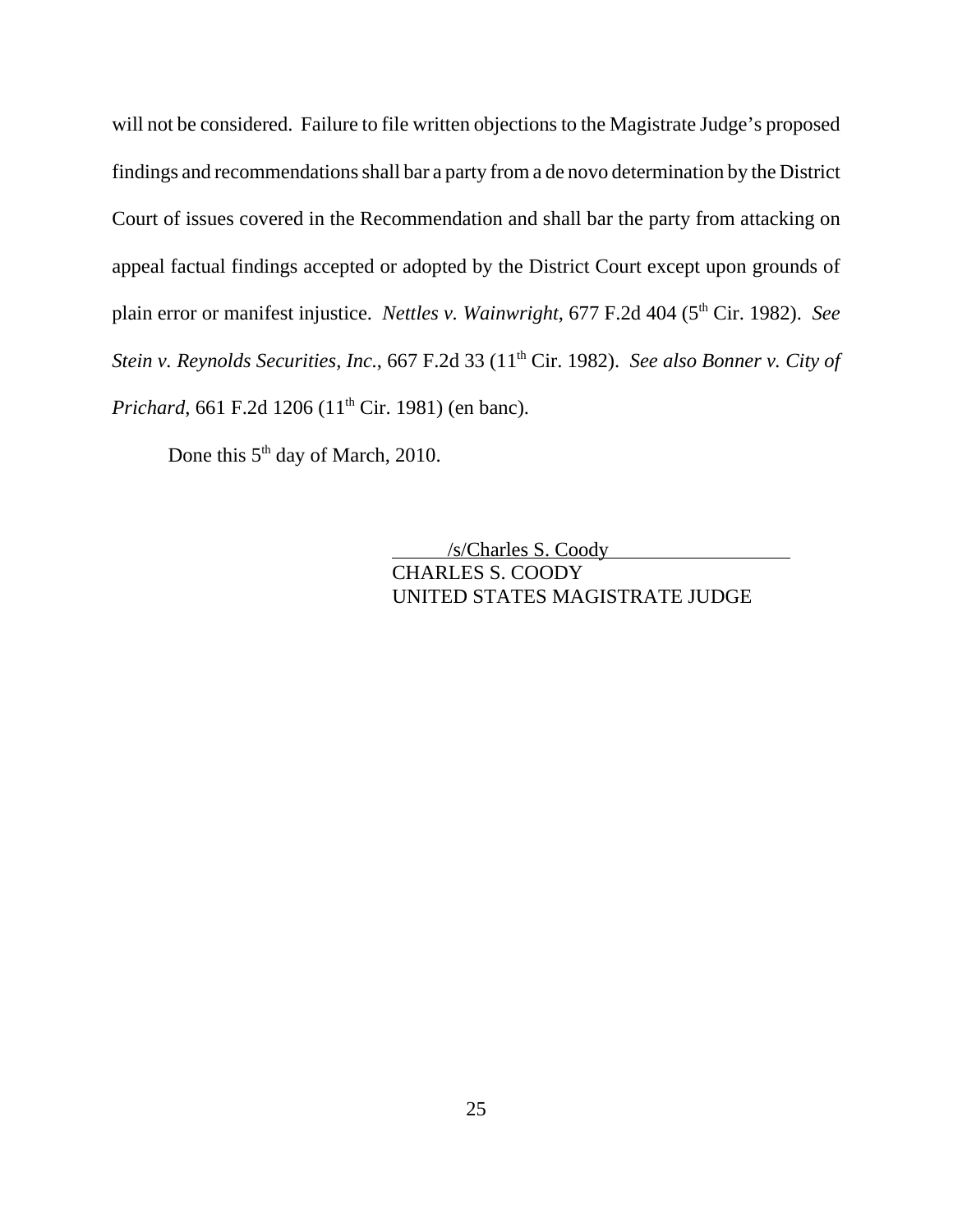will not be considered. Failure to file written objections to the Magistrate Judge's proposed findings and recommendations shall bar a party from a de novo determination by the District Court of issues covered in the Recommendation and shall bar the party from attacking on appeal factual findings accepted or adopted by the District Court except upon grounds of plain error or manifest injustice. *Nettles v. Wainwright*, 677 F.2d 404 (5th Cir. 1982). *See Stein v. Reynolds Securities, Inc.*, 667 F.2d 33 (11th Cir. 1982). *See also Bonner v. City of Prichard*, 661 F.2d 1206 (11th Cir. 1981) (en banc).

Done this 5th day of March, 2010.

/s/Charles S. Coody
CHARLES S. COODY
UNITED STATES MAGISTRATE JUDGE